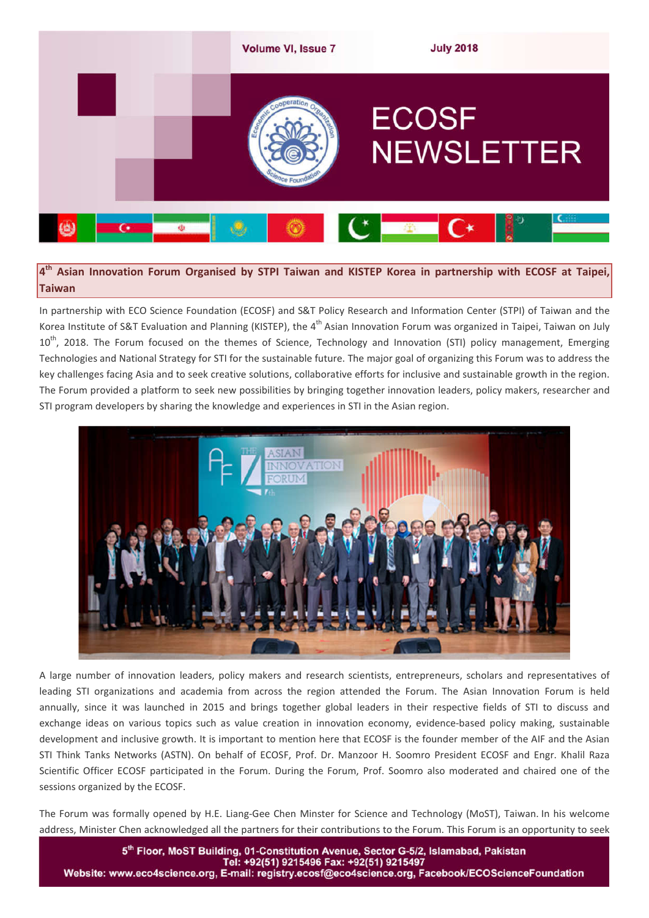# ECOSF NEWSLETTER

Volume VI, Issue 7 — July 2018

## 4th Asian Innovation Forum Organised by STPI Taiwan and KISTEP Korea in partnership with ECOSF at Taipei, Taiwan

In partnership with ECO Science Foundation (ECOSF) and S&T Policy Research and Information Center (STPI) of Taiwan and the Korea Institute of S&T Evaluation and Planning (KISTEP), the 4th Asian Innovation Forum was organized in Taipei, Taiwan on July 10th, 2018. The Forum focused on the themes of Science, Technology and Innovation (STI) policy management, Emerging Technologies and National Strategy for STI for the sustainable future. The major goal of organizing this Forum was to address the key challenges facing Asia and to seek creative solutions, collaborative efforts for inclusive and sustainable growth in the region. The Forum provided a platform to seek new possibilities by bringing together innovation leaders, policy makers, researcher and STI program developers by sharing the knowledge and experiences in STI in the Asian region.

A large number of innovation leaders, policy makers and research scientists, entrepreneurs, scholars and representatives of leading STI organizations and academia from across the region attended the Forum. The Asian Innovation Forum is held annually, since it was launched in 2015 and brings together global leaders in their respective fields of STI to discuss and exchange ideas on various topics such as value creation in innovation economy, evidence-based policy making, sustainable development and inclusive growth. It is important to mention here that ECOSF is the founder member of the AIF and the Asian STI Think Tanks Networks (ASTN). On behalf of ECOSF, Prof. Dr. Manzoor H. Soomro President ECOSF and Engr. Khalil Raza Scientific Officer ECOSF participated in the Forum. During the Forum, Prof. Soomro also moderated and chaired one of the sessions organized by the ECOSF.

The Forum was formally opened by H.E. Liang-Gee Chen Minster for Science and Technology (MoST), Taiwan. In his welcome address, Minister Chen acknowledged all the partners for their contributions to the Forum. This Forum is an opportunity to seek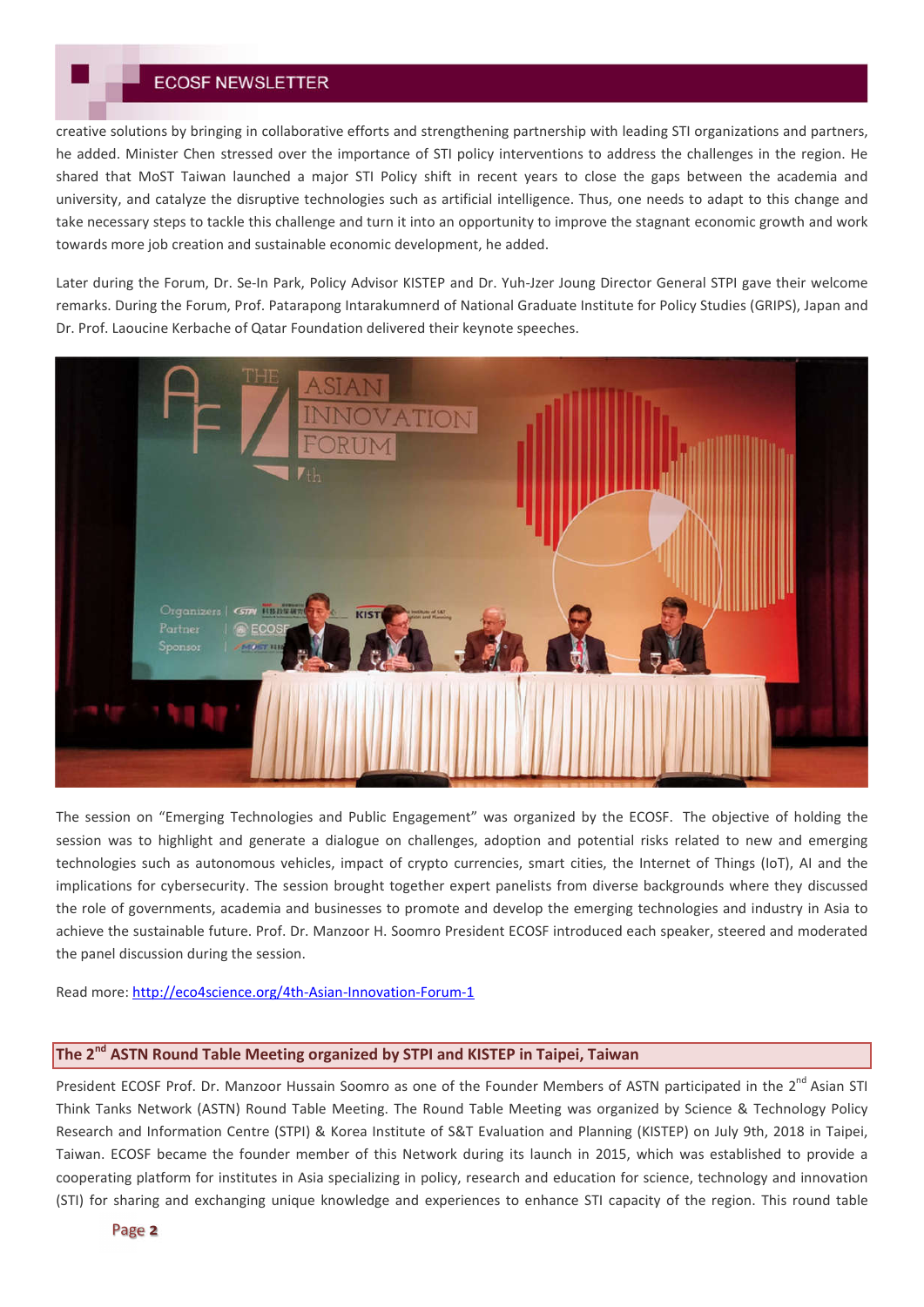creative solutions by bringing in collaborative efforts and strengthening partnership with leading STI organizations and partners, he added. Minister Chen stressed over the importance of STI policy interventions to address the challenges in the region. He shared that MoST Taiwan launched a major STI Policy shift in recent years to close the gaps between the academia and university, and catalyze the disruptive technologies such as artificial intelligence. Thus, one needs to adapt to this change and take necessary steps to tackle this challenge and turn it into an opportunity to improve the stagnant economic growth and work towards more job creation and sustainable economic development, he added.

Later during the Forum, Dr. Se-In Park, Policy Advisor KISTEP and Dr. Yuh-Jzer Joung Director General STPI gave their welcome remarks. During the Forum, Prof. Patarapong Intarakumnerd of National Graduate Institute for Policy Studies (GRIPS), Japan and Dr. Prof. Laoucine Kerbache of Qatar Foundation delivered their keynote speeches.

The session on "Emerging Technologies and Public Engagement" was organized by the ECOSF. The objective of holding the session was to highlight and generate a dialogue on challenges, adoption and potential risks related to new and emerging technologies such as autonomous vehicles, impact of crypto currencies, smart cities, the Internet of Things (IoT), AI and the implications for cybersecurity. The session brought together expert panelists from diverse backgrounds where they discussed the role of governments, academia and businesses to promote and develop the emerging technologies and industry in Asia to achieve the sustainable future. Prof. Dr. Manzoor H. Soomro President ECOSF introduced each speaker, steered and moderated the panel discussion during the session.

Read more: http://eco4science.org/4th-Asian-Innovation-Forum-1

## The 2nd ASTN Round Table Meeting organized by STPI and KISTEP in Taipei, Taiwan

President ECOSF Prof. Dr. Manzoor Hussain Soomro as one of the Founder Members of ASTN participated in the 2nd Asian STI Think Tanks Network (ASTN) Round Table Meeting. The Round Table Meeting was organized by Science & Technology Policy Research and Information Centre (STPI) & Korea Institute of S&T Evaluation and Planning (KISTEP) on July 9th, 2018 in Taipei, Taiwan. ECOSF became the founder member of this Network during its launch in 2015, which was established to provide a cooperating platform for institutes in Asia specializing in policy, research and education for science, technology and innovation (STI) for sharing and exchanging unique knowledge and experiences to enhance STI capacity of the region. This round table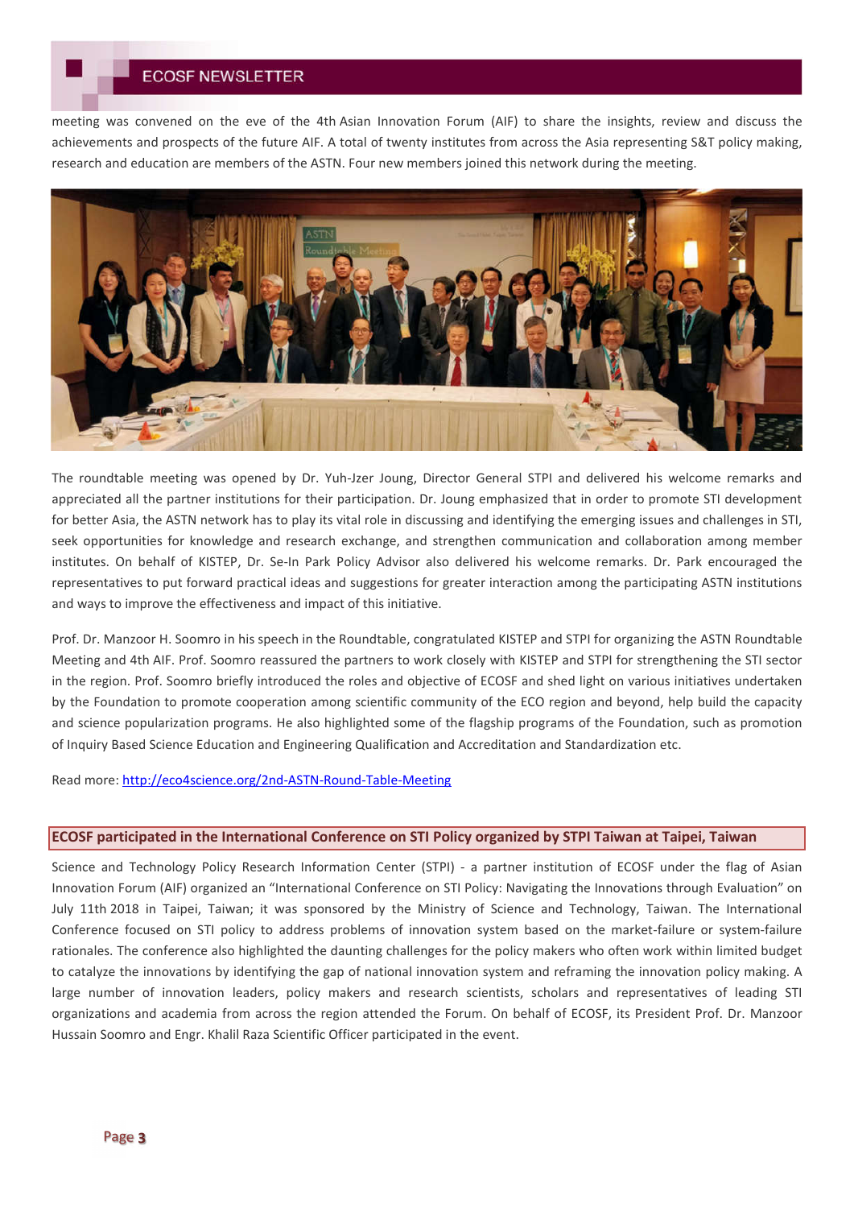meeting was convened on the eve of the 4th Asian Innovation Forum (AIF) to share the insights, review and discuss the achievements and prospects of the future AIF. A total of twenty institutes from across the Asia representing S&T policy making, research and education are members of the ASTN. Four new members joined this network during the meeting.

The roundtable meeting was opened by Dr. Yuh-Jzer Joung, Director General STPI and delivered his welcome remarks and appreciated all the partner institutions for their participation. Dr. Joung emphasized that in order to promote STI development for better Asia, the ASTN network has to play its vital role in discussing and identifying the emerging issues and challenges in STI, seek opportunities for knowledge and research exchange, and strengthen communication and collaboration among member institutes. On behalf of KISTEP, Dr. Se-In Park Policy Advisor also delivered his welcome remarks. Dr. Park encouraged the representatives to put forward practical ideas and suggestions for greater interaction among the participating ASTN institutions and ways to improve the effectiveness and impact of this initiative.

Prof. Dr. Manzoor H. Soomro in his speech in the Roundtable, congratulated KISTEP and STPI for organizing the ASTN Roundtable Meeting and 4th AIF. Prof. Soomro reassured the partners to work closely with KISTEP and STPI for strengthening the STI sector in the region. Prof. Soomro briefly introduced the roles and objective of ECOSF and shed light on various initiatives undertaken by the Foundation to promote cooperation among scientific community of the ECO region and beyond, help build the capacity and science popularization programs. He also highlighted some of the flagship programs of the Foundation, such as promotion of Inquiry Based Science Education and Engineering Qualification and Accreditation and Standardization etc.

Read more: [http://eco4science.org/2nd-ASTN-Round-Table-Meeting](http://eco4science.org/2nd-ASTN-Round-Table-Meeting)

## ECOSF participated in the International Conference on STI Policy organized by STPI Taiwan at Taipei, Taiwan

Science and Technology Policy Research Information Center (STPI) - a partner institution of ECOSF under the flag of Asian Innovation Forum (AIF) organized an "International Conference on STI Policy: Navigating the Innovations through Evaluation" on July 11th 2018 in Taipei, Taiwan; it was sponsored by the Ministry of Science and Technology, Taiwan. The International Conference focused on STI policy to address problems of innovation system based on the market-failure or system-failure rationales. The conference also highlighted the daunting challenges for the policy makers who often work within limited budget to catalyze the innovations by identifying the gap of national innovation system and reframing the innovation policy making. A large number of innovation leaders, policy makers and research scientists, scholars and representatives of leading STI organizations and academia from across the region attended the Forum. On behalf of ECOSF, its President Prof. Dr. Manzoor Hussain Soomro and Engr. Khalil Raza Scientific Officer participated in the event.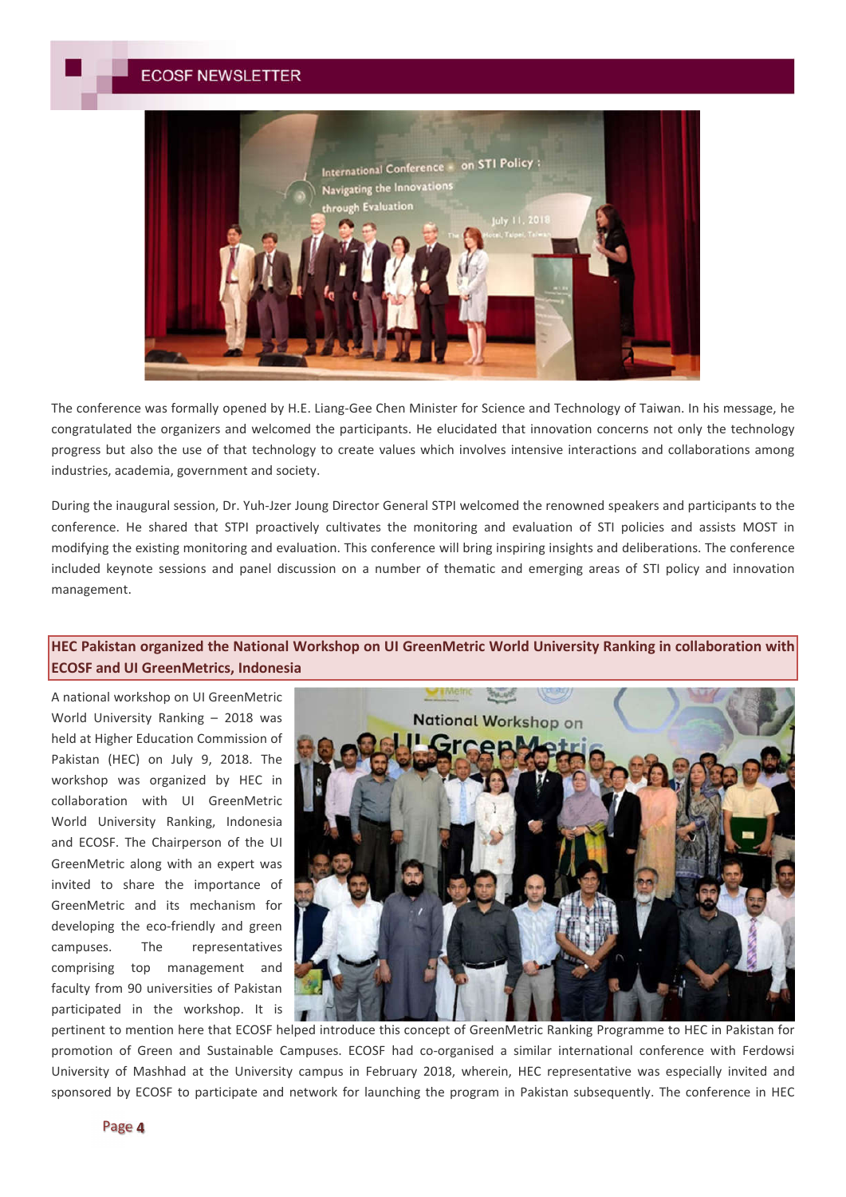The conference was formally opened by H.E. Liang-Gee Chen Minister for Science and Technology of Taiwan. In his message, he congratulated the organizers and welcomed the participants. He elucidated that innovation concerns not only the technology progress but also the use of that technology to create values which involves intensive interactions and collaborations among industries, academia, government and society.

During the inaugural session, Dr. Yuh-Jzer Joung Director General STPI welcomed the renowned speakers and participants to the conference. He shared that STPI proactively cultivates the monitoring and evaluation of STI policies and assists MOST in modifying the existing monitoring and evaluation. This conference will bring inspiring insights and deliberations. The conference included keynote sessions and panel discussion on a number of thematic and emerging areas of STI policy and innovation management.

## HEC Pakistan organized the National Workshop on UI GreenMetric World University Ranking in collaboration with ECOSF and UI GreenMetrics, Indonesia

A national workshop on UI GreenMetric World University Ranking – 2018 was held at Higher Education Commission of Pakistan (HEC) on July 9, 2018. The workshop was organized by HEC in collaboration with UI GreenMetric World University Ranking, Indonesia and ECOSF. The Chairperson of the UI GreenMetric along with an expert was invited to share the importance of GreenMetric and its mechanism for developing the eco-friendly and green campuses. The representatives comprising top management and faculty from 90 universities of Pakistan participated in the workshop. It is pertinent to mention here that ECOSF helped introduce this concept of GreenMetric Ranking Programme to HEC in Pakistan for promotion of Green and Sustainable Campuses. ECOSF had co-organised a similar international conference with Ferdowsi University of Mashhad at the University campus in February 2018, wherein, HEC representative was especially invited and sponsored by ECOSF to participate and network for launching the program in Pakistan subsequently. The conference in HEC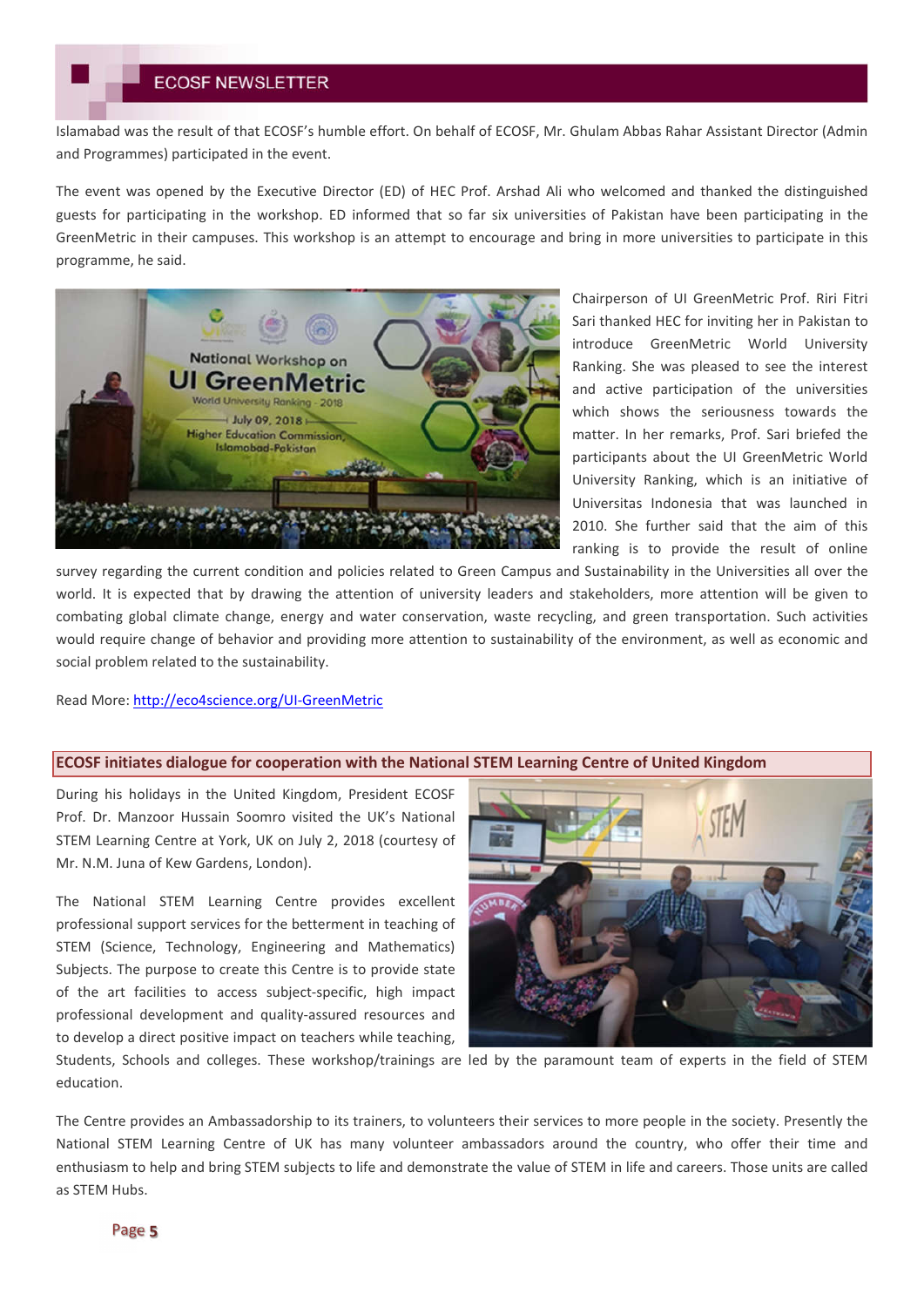Islamabad was the result of that ECOSF's humble effort. On behalf of ECOSF, Mr. Ghulam Abbas Rahar Assistant Director (Admin and Programmes) participated in the event.

The event was opened by the Executive Director (ED) of HEC Prof. Arshad Ali who welcomed and thanked the distinguished guests for participating in the workshop. ED informed that so far six universities of Pakistan have been participating in the GreenMetric in their campuses. This workshop is an attempt to encourage and bring in more universities to participate in this programme, he said.

Chairperson of UI GreenMetric Prof. Riri Fitri Sari thanked HEC for inviting her in Pakistan to introduce GreenMetric World University Ranking. She was pleased to see the interest and active participation of the universities which shows the seriousness towards the matter. In her remarks, Prof. Sari briefed the participants about the UI GreenMetric World University Ranking, which is an initiative of Universitas Indonesia that was launched in 2010. She further said that the aim of this ranking is to provide the result of online survey regarding the current condition and policies related to Green Campus and Sustainability in the Universities all over the world. It is expected that by drawing the attention of university leaders and stakeholders, more attention will be given to combating global climate change, energy and water conservation, waste recycling, and green transportation. Such activities would require change of behavior and providing more attention to sustainability of the environment, as well as economic and social problem related to the sustainability.

Read More: http://eco4science.org/UI-GreenMetric

## ECOSF initiates dialogue for cooperation with the National STEM Learning Centre of United Kingdom

During his holidays in the United Kingdom, President ECOSF Prof. Dr. Manzoor Hussain Soomro visited the UK's National STEM Learning Centre at York, UK on July 2, 2018 (courtesy of Mr. N.M. Juna of Kew Gardens, London).

The National STEM Learning Centre provides excellent professional support services for the betterment in teaching of STEM (Science, Technology, Engineering and Mathematics) Subjects. The purpose to create this Centre is to provide state of the art facilities to access subject-specific, high impact professional development and quality-assured resources and to develop a direct positive impact on teachers while teaching, Students, Schools and colleges. These workshop/trainings are led by the paramount team of experts in the field of STEM education.

The Centre provides an Ambassadorship to its trainers, to volunteers their services to more people in the society. Presently the National STEM Learning Centre of UK has many volunteer ambassadors around the country, who offer their time and enthusiasm to help and bring STEM subjects to life and demonstrate the value of STEM in life and careers. Those units are called as STEM Hubs.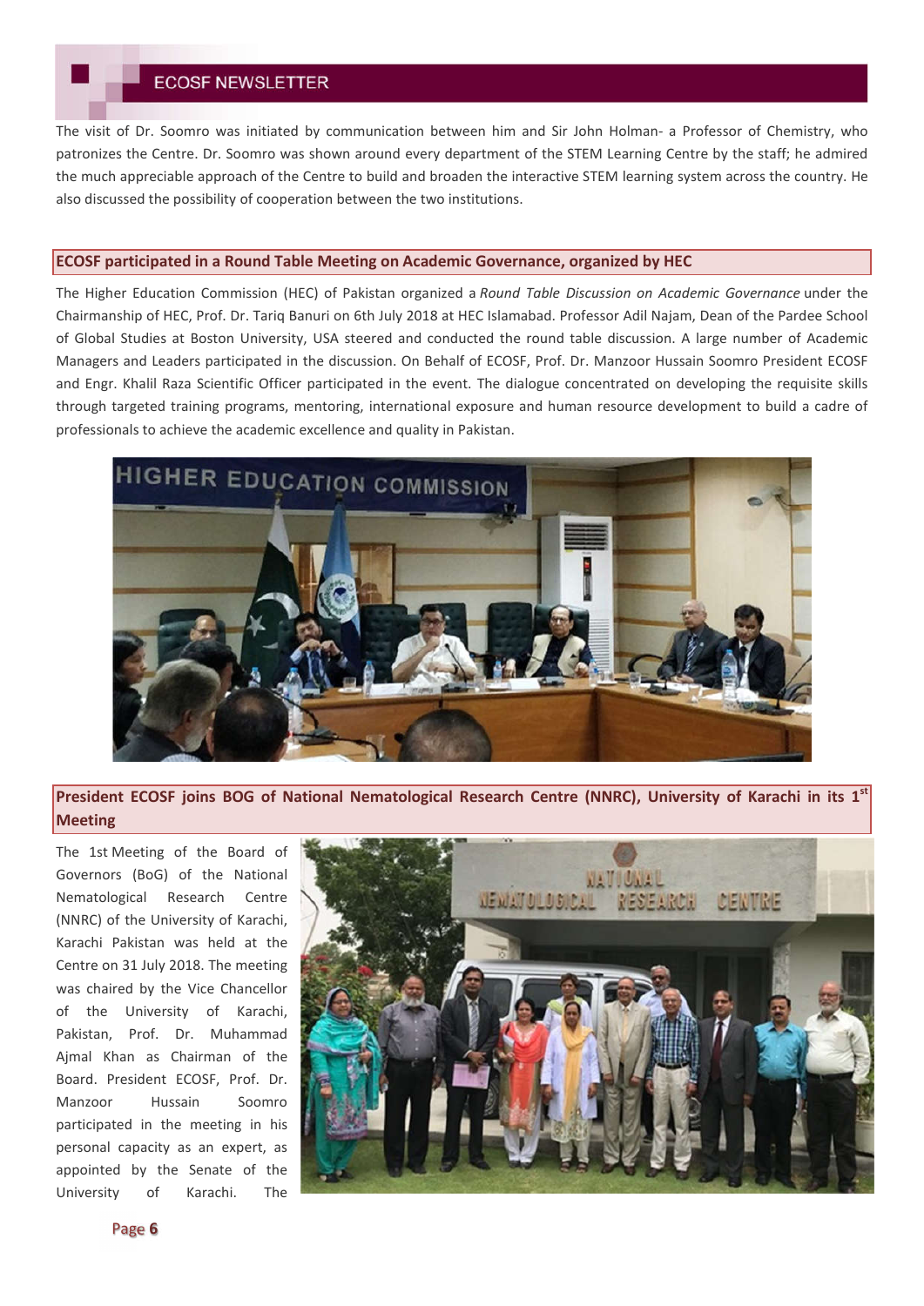The visit of Dr. Soomro was initiated by communication between him and Sir John Holman- a Professor of Chemistry, who patronizes the Centre. Dr. Soomro was shown around every department of the STEM Learning Centre by the staff; he admired the much appreciable approach of the Centre to build and broaden the interactive STEM learning system across the country. He also discussed the possibility of cooperation between the two institutions.

## ECOSF participated in a Round Table Meeting on Academic Governance, organized by HEC

The Higher Education Commission (HEC) of Pakistan organized a *Round Table Discussion on Academic Governance* under the Chairmanship of HEC, Prof. Dr. Tariq Banuri on 6th July 2018 at HEC Islamabad. Professor Adil Najam, Dean of the Pardee School of Global Studies at Boston University, USA steered and conducted the round table discussion. A large number of Academic Managers and Leaders participated in the discussion. On Behalf of ECOSF, Prof. Dr. Manzoor Hussain Soomro President ECOSF and Engr. Khalil Raza Scientific Officer participated in the event. The dialogue concentrated on developing the requisite skills through targeted training programs, mentoring, international exposure and human resource development to build a cadre of professionals to achieve the academic excellence and quality in Pakistan.

## President ECOSF joins BOG of National Nematological Research Centre (NNRC), University of Karachi in its 1st Meeting

The 1st Meeting of the Board of Governors (BoG) of the National Nematological Research Centre (NNRC) of the University of Karachi, Karachi Pakistan was held at the Centre on 31 July 2018. The meeting was chaired by the Vice Chancellor of the University of Karachi, Pakistan, Prof. Dr. Muhammad Ajmal Khan as Chairman of the Board. President ECOSF, Prof. Dr. Manzoor Hussain Soomro participated in the meeting in his personal capacity as an expert, as appointed by the Senate of the University of Karachi. The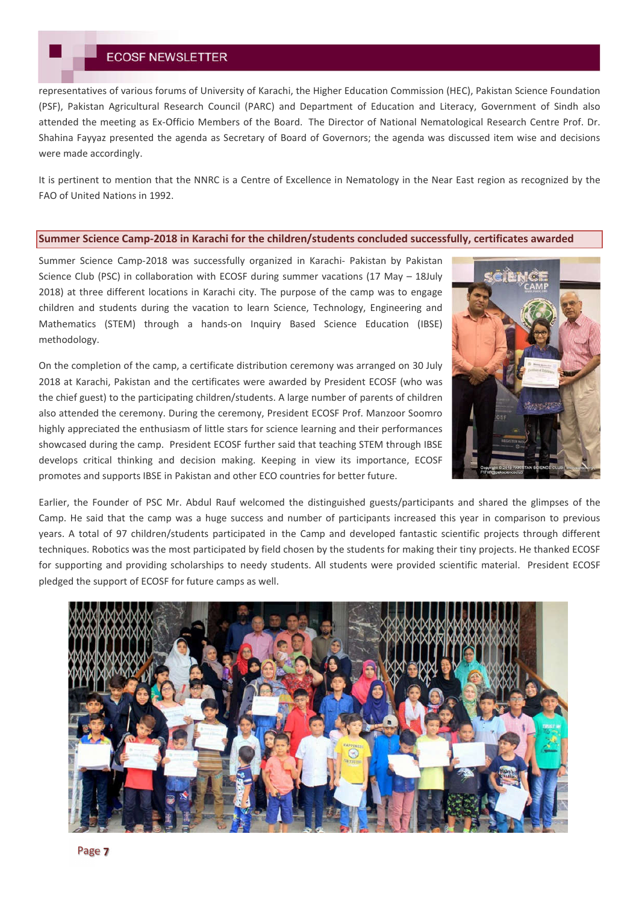representatives of various forums of University of Karachi, the Higher Education Commission (HEC), Pakistan Science Foundation (PSF), Pakistan Agricultural Research Council (PARC) and Department of Education and Literacy, Government of Sindh also attended the meeting as Ex-Officio Members of the Board. The Director of National Nematological Research Centre Prof. Dr. Shahina Fayyaz presented the agenda as Secretary of Board of Governors; the agenda was discussed item wise and decisions were made accordingly.

It is pertinent to mention that the NNRC is a Centre of Excellence in Nematology in the Near East region as recognized by the FAO of United Nations in 1992.

## Summer Science Camp-2018 in Karachi for the children/students concluded successfully, certificates awarded

Summer Science Camp-2018 was successfully organized in Karachi- Pakistan by Pakistan Science Club (PSC) in collaboration with ECOSF during summer vacations (17 May – 18July 2018) at three different locations in Karachi city. The purpose of the camp was to engage children and students during the vacation to learn Science, Technology, Engineering and Mathematics (STEM) through a hands-on Inquiry Based Science Education (IBSE) methodology.

On the completion of the camp, a certificate distribution ceremony was arranged on 30 July 2018 at Karachi, Pakistan and the certificates were awarded by President ECOSF (who was the chief guest) to the participating children/students. A large number of parents of children also attended the ceremony. During the ceremony, President ECOSF Prof. Manzoor Soomro highly appreciated the enthusiasm of little stars for science learning and their performances showcased during the camp. President ECOSF further said that teaching STEM through IBSE develops critical thinking and decision making. Keeping in view its importance, ECOSF promotes and supports IBSE in Pakistan and other ECO countries for better future.

Earlier, the Founder of PSC Mr. Abdul Rauf welcomed the distinguished guests/participants and shared the glimpses of the Camp. He said that the camp was a huge success and number of participants increased this year in comparison to previous years. A total of 97 children/students participated in the Camp and developed fantastic scientific projects through different techniques. Robotics was the most participated by field chosen by the students for making their tiny projects. He thanked ECOSF for supporting and providing scholarships to needy students. All students were provided scientific material. President ECOSF pledged the support of ECOSF for future camps as well.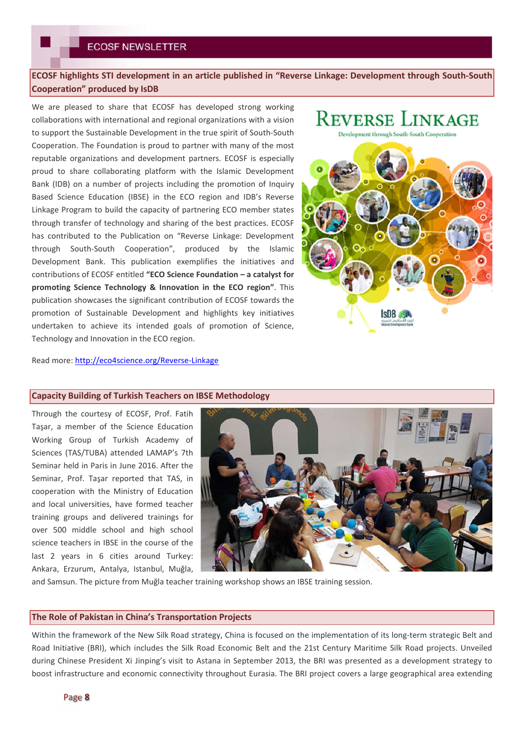## ECOSF highlights STI development in an article published in "Reverse Linkage: Development through South-South Cooperation" produced by IsDB

We are pleased to share that ECOSF has developed strong working collaborations with international and regional organizations with a vision to support the Sustainable Development in the true spirit of South-South Cooperation. The Foundation is proud to partner with many of the most reputable organizations and development partners. ECOSF is especially proud to share collaborating platform with the Islamic Development Bank (IDB) on a number of projects including the promotion of Inquiry Based Science Education (IBSE) in the ECO region and IDB's Reverse Linkage Program to build the capacity of partnering ECO member states through transfer of technology and sharing of the best practices. ECOSF has contributed to the Publication on "Reverse Linkage: Development through South-South Cooperation", produced by the Islamic Development Bank. This publication exemplifies the initiatives and contributions of ECOSF entitled **"ECO Science Foundation – a catalyst for promoting Science Technology & Innovation in the ECO region"**. This publication showcases the significant contribution of ECOSF towards the promotion of Sustainable Development and highlights key initiatives undertaken to achieve its intended goals of promotion of Science, Technology and Innovation in the ECO region.

Read more: [http://eco4science.org/Reverse-Linkage](http://eco4science.org/Reverse-Linkage)

## Capacity Building of Turkish Teachers on IBSE Methodology

Through the courtesy of ECOSF, Prof. Fatih Taşar, a member of the Science Education Working Group of Turkish Academy of Sciences (TAS/TUBA) attended LAMAP's 7th Seminar held in Paris in June 2016. After the Seminar, Prof. Taşar reported that TAS, in cooperation with the Ministry of Education and local universities, have formed teacher training groups and delivered trainings for over 500 middle school and high school science teachers in IBSE in the course of the last 2 years in 6 cities around Turkey: Ankara, Erzurum, Antalya, Istanbul, Muğla, and Samsun. The picture from Muğla teacher training workshop shows an IBSE training session.

## The Role of Pakistan in China's Transportation Projects

Within the framework of the New Silk Road strategy, China is focused on the implementation of its long-term strategic Belt and Road Initiative (BRI), which includes the Silk Road Economic Belt and the 21st Century Maritime Silk Road projects. Unveiled during Chinese President Xi Jinping's visit to Astana in September 2013, the BRI was presented as a development strategy to boost infrastructure and economic connectivity throughout Eurasia. The BRI project covers a large geographical area extending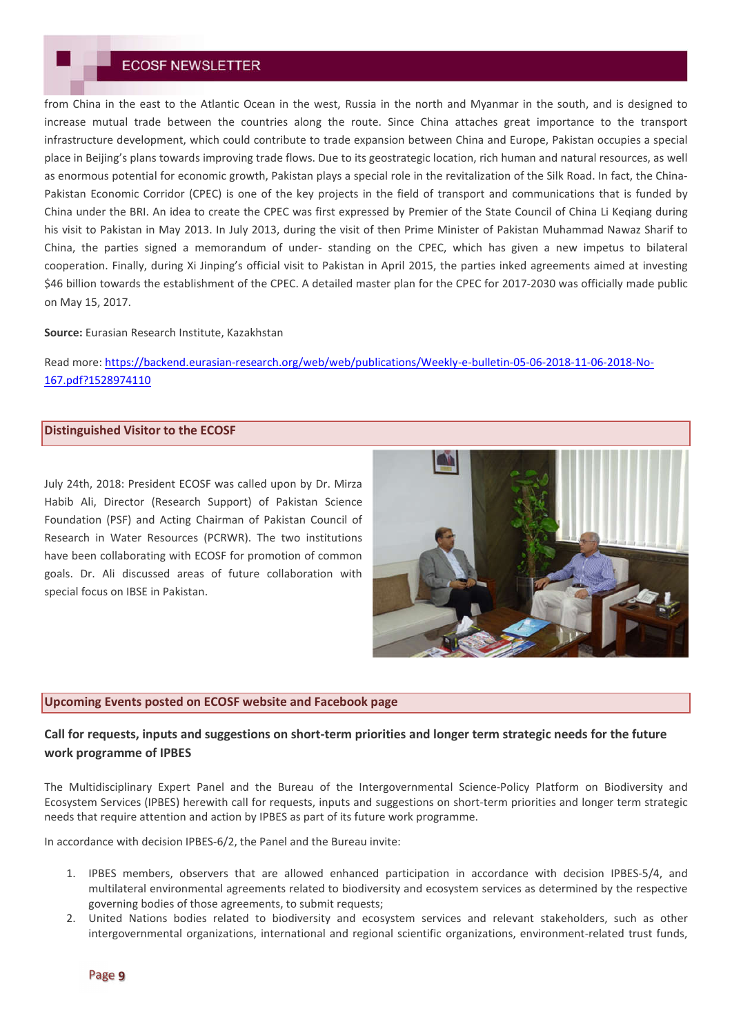from China in the east to the Atlantic Ocean in the west, Russia in the north and Myanmar in the south, and is designed to increase mutual trade between the countries along the route. Since China attaches great importance to the transport infrastructure development, which could contribute to trade expansion between China and Europe, Pakistan occupies a special place in Beijing's plans towards improving trade flows. Due to its geostrategic location, rich human and natural resources, as well as enormous potential for economic growth, Pakistan plays a special role in the revitalization of the Silk Road. In fact, the China-Pakistan Economic Corridor (CPEC) is one of the key projects in the field of transport and communications that is funded by China under the BRI. An idea to create the CPEC was first expressed by Premier of the State Council of China Li Keqiang during his visit to Pakistan in May 2013. In July 2013, during the visit of then Prime Minister of Pakistan Muhammad Nawaz Sharif to China, the parties signed a memorandum of under- standing on the CPEC, which has given a new impetus to bilateral cooperation. Finally, during Xi Jinping's official visit to Pakistan in April 2015, the parties inked agreements aimed at investing $46 billion towards the establishment of the CPEC. A detailed master plan for the CPEC for 2017-2030 was officially made public on May 15, 2017.

**Source:** Eurasian Research Institute, Kazakhstan

Read more: https://backend.eurasian-research.org/web/web/publications/Weekly-e-bulletin-05-06-2018-11-06-2018-No-167.pdf?1528974110

## Distinguished Visitor to the ECOSF

July 24th, 2018: President ECOSF was called upon by Dr. Mirza Habib Ali, Director (Research Support) of Pakistan Science Foundation (PSF) and Acting Chairman of Pakistan Council of Research in Water Resources (PCRWR). The two institutions have been collaborating with ECOSF for promotion of common goals. Dr. Ali discussed areas of future collaboration with special focus on IBSE in Pakistan.

## Upcoming Events posted on ECOSF website and Facebook page

### Call for requests, inputs and suggestions on short-term priorities and longer term strategic needs for the future work programme of IPBES

The Multidisciplinary Expert Panel and the Bureau of the Intergovernmental Science-Policy Platform on Biodiversity and Ecosystem Services (IPBES) herewith call for requests, inputs and suggestions on short-term priorities and longer term strategic needs that require attention and action by IPBES as part of its future work programme.

In accordance with decision IPBES-6/2, the Panel and the Bureau invite:

1. IPBES members, observers that are allowed enhanced participation in accordance with decision IPBES-5/4, and multilateral environmental agreements related to biodiversity and ecosystem services as determined by the respective governing bodies of those agreements, to submit requests;
2. United Nations bodies related to biodiversity and ecosystem services and relevant stakeholders, such as other intergovernmental organizations, international and regional scientific organizations, environment-related trust funds,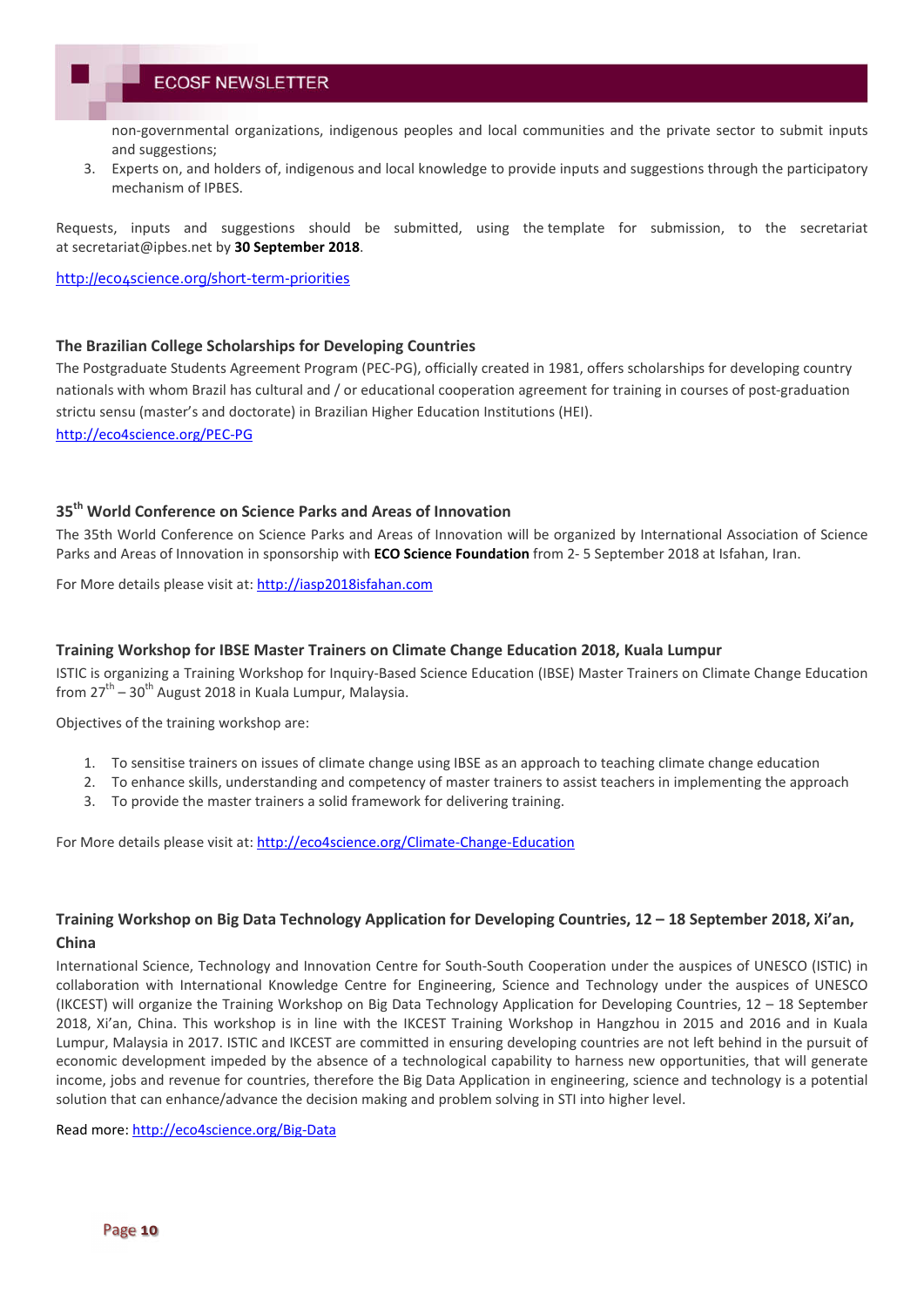non-governmental organizations, indigenous peoples and local communities and the private sector to submit inputs and suggestions;

3. Experts on, and holders of, indigenous and local knowledge to provide inputs and suggestions through the participatory mechanism of IPBES.

Requests, inputs and suggestions should be submitted, using the template for submission, to the secretariat at secretariat@ipbes.net by **30 September 2018**.

http://eco4science.org/short-term-priorities

### The Brazilian College Scholarships for Developing Countries

The Postgraduate Students Agreement Program (PEC-PG), officially created in 1981, offers scholarships for developing country nationals with whom Brazil has cultural and / or educational cooperation agreement for training in courses of post-graduation strictu sensu (master's and doctorate) in Brazilian Higher Education Institutions (HEI).

http://eco4science.org/PEC-PG

### 35th World Conference on Science Parks and Areas of Innovation

The 35th World Conference on Science Parks and Areas of Innovation will be organized by International Association of Science Parks and Areas of Innovation in sponsorship with **ECO Science Foundation** from 2- 5 September 2018 at Isfahan, Iran.

For More details please visit at: http://iasp2018isfahan.com

### Training Workshop for IBSE Master Trainers on Climate Change Education 2018, Kuala Lumpur

ISTIC is organizing a Training Workshop for Inquiry-Based Science Education (IBSE) Master Trainers on Climate Change Education from 27th – 30th August 2018 in Kuala Lumpur, Malaysia.

Objectives of the training workshop are:

1. To sensitise trainers on issues of climate change using IBSE as an approach to teaching climate change education
2. To enhance skills, understanding and competency of master trainers to assist teachers in implementing the approach
3. To provide the master trainers a solid framework for delivering training.

For More details please visit at: http://eco4science.org/Climate-Change-Education

### Training Workshop on Big Data Technology Application for Developing Countries, 12 – 18 September 2018, Xi'an, China

International Science, Technology and Innovation Centre for South-South Cooperation under the auspices of UNESCO (ISTIC) in collaboration with International Knowledge Centre for Engineering, Science and Technology under the auspices of UNESCO (IKCEST) will organize the Training Workshop on Big Data Technology Application for Developing Countries, 12 – 18 September 2018, Xi'an, China. This workshop is in line with the IKCEST Training Workshop in Hangzhou in 2015 and 2016 and in Kuala Lumpur, Malaysia in 2017. ISTIC and IKCEST are committed in ensuring developing countries are not left behind in the pursuit of economic development impeded by the absence of a technological capability to harness new opportunities, that will generate income, jobs and revenue for countries, therefore the Big Data Application in engineering, science and technology is a potential solution that can enhance/advance the decision making and problem solving in STI into higher level.

Read more: http://eco4science.org/Big-Data